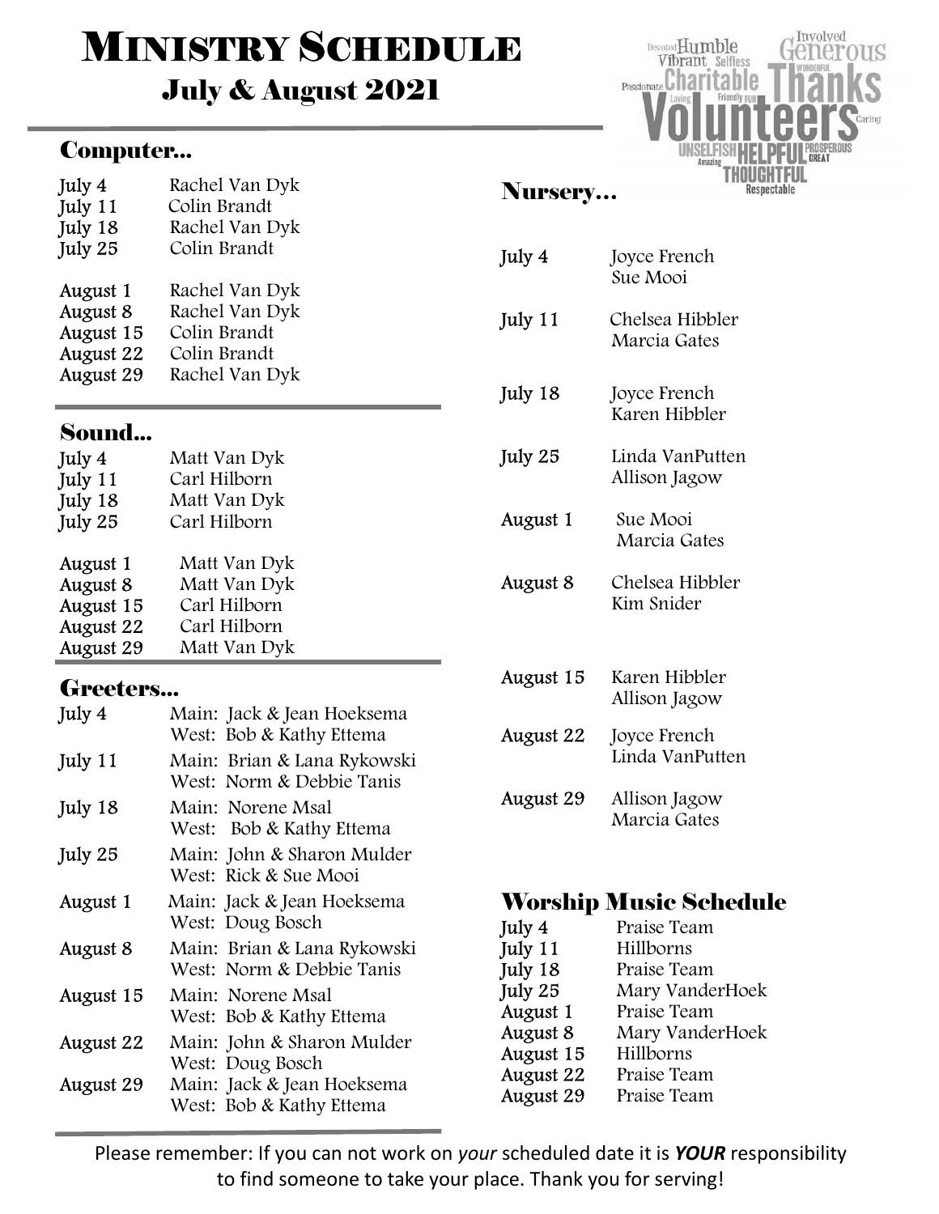# Ministry Schedule

## July & August 2021

### Computer...

| | |
|---|---|
| July 4 | Rachel Van Dyk |
| July 11 | Colin Brandt |
| July 18 | Rachel Van Dyk |
| July 25 | Colin Brandt |
| August 1 | Rachel Van Dyk |
| August 8 | Rachel Van Dyk |
| August 15 | Colin Brandt |
| August 22 | Colin Brandt |
| August 29 | Rachel Van Dyk |

### Sound...

| | |
|---|---|
| July 4 | Matt Van Dyk |
| July 11 | Carl Hilborn |
| July 18 | Matt Van Dyk |
| July 25 | Carl Hilborn |
| August 1 | Matt Van Dyk |
| August 8 | Matt Van Dyk |
| August 15 | Carl Hilborn |
| August 22 | Carl Hilborn |
| August 29 | Matt Van Dyk |

### Greeters...

| | |
|---|---|
| July 4 | Main: Jack & Jean Hoeksema<br>West: Bob & Kathy Ettema |
| July 11 | Main: Brian & Lana Rykowski<br>West: Norm & Debbie Tanis |
| July 18 | Main: Norene Msal<br>West: Bob & Kathy Ettema |
| July 25 | Main: John & Sharon Mulder<br>West: Rick & Sue Mooi |
| August 1 | Main: Jack & Jean Hoeksema<br>West: Doug Bosch |
| August 8 | Main: Brian & Lana Rykowski<br>West: Norm & Debbie Tanis |
| August 15 | Main: Norene Msal<br>West: Bob & Kathy Ettema |
| August 22 | Main: John & Sharon Mulder<br>West: Doug Bosch |
| August 29 | Main: Jack & Jean Hoeksema<br>West: Bob & Kathy Ettema |

### Nursery...

| | |
|---|---|
| July 4 | Joyce French<br>Sue Mooi |
| July 11 | Chelsea Hibbler<br>Marcia Gates |
| July 18 | Joyce French<br>Karen Hibbler |
| July 25 | Linda VanPutten<br>Allison Jagow |
| August 1 | Sue Mooi<br>Marcia Gates |
| August 8 | Chelsea Hibbler<br>Kim Snider |
| August 15 | Karen Hibbler<br>Allison Jagow |
| August 22 | Joyce French<br>Linda VanPutten |
| August 29 | Allison Jagow<br>Marcia Gates |

### Worship Music Schedule

| | |
|---|---|
| July 4 | Praise Team |
| July 11 | Hillborns |
| July 18 | Praise Team |
| July 25 | Mary VanderHoek |
| August 1 | Praise Team |
| August 8 | Mary VanderHoek |
| August 15 | Hillborns |
| August 22 | Praise Team |
| August 29 | Praise Team |

Please remember: If you can not work on *your* scheduled date it is ***YOUR*** responsibility to find someone to take your place. Thank you for serving!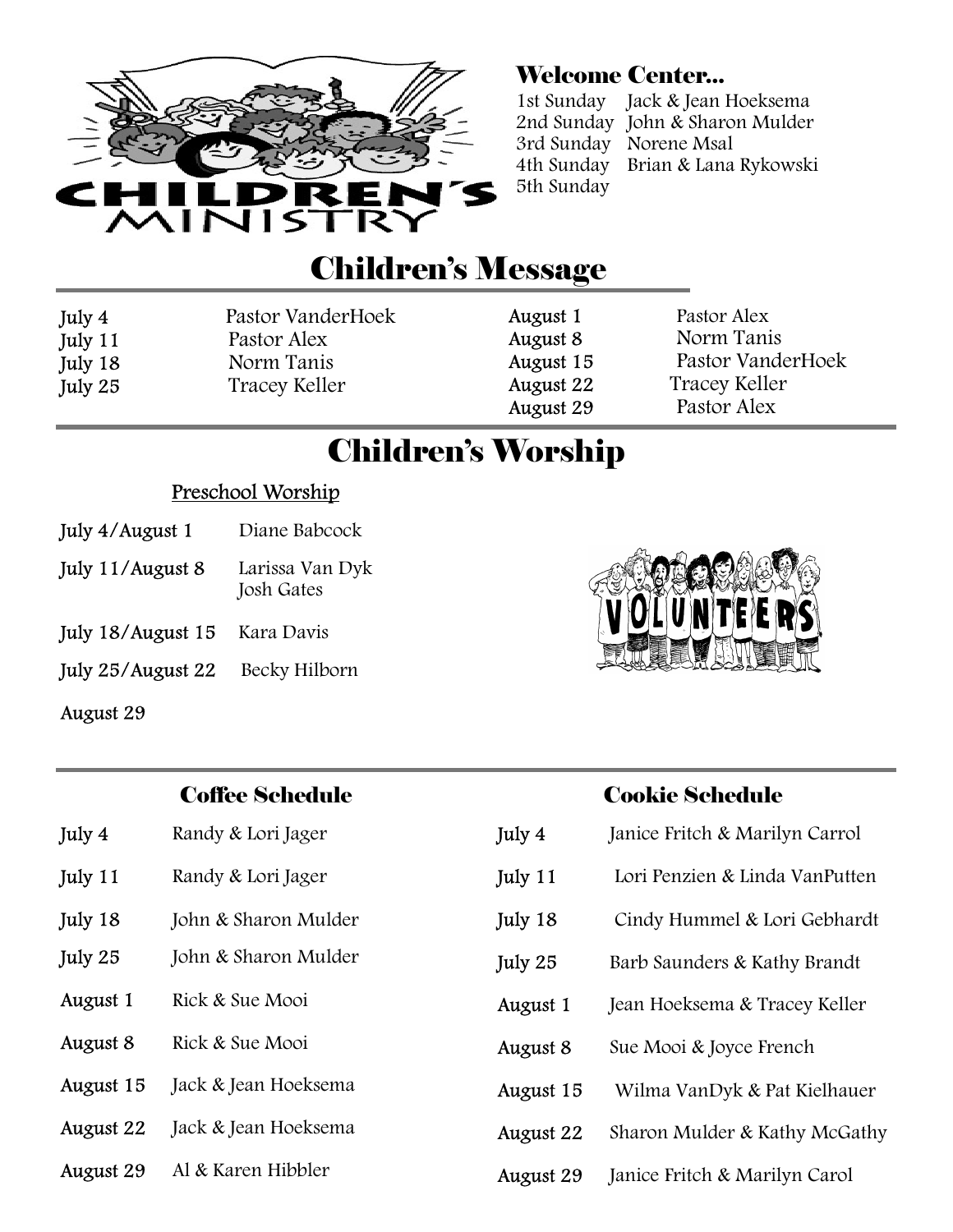### Welcome Center...

| | |
|---|---|
| 1st Sunday | Jack & Jean Hoeksema |
| 2nd Sunday | John & Sharon Mulder |
| 3rd Sunday | Norene Msal |
| 4th Sunday | Brian & Lana Rykowski |
| 5th Sunday | |

## Children's Message

| | |
|---|---|
| July 4 | Pastor VanderHoek |
| July 11 | Pastor Alex |
| July 18 | Norm Tanis |
| July 25 | Tracey Keller |
| August 1 | Pastor Alex |
| August 8 | Norm Tanis |
| August 15 | Pastor VanderHoek |
| August 22 | Tracey Keller |
| August 29 | Pastor Alex |

## Children's Worship

### Preschool Worship

| | |
|---|---|
| July 4/August 1 | Diane Babcock |
| July 11/August 8 | Larissa Van Dyk<br>Josh Gates |
| July 18/August 15 | Kara Davis |
| July 25/August 22 | Becky Hilborn |
| August 29 | |

### Coffee Schedule

| | |
|---|---|
| July 4 | Randy & Lori Jager |
| July 11 | Randy & Lori Jager |
| July 18 | John & Sharon Mulder |
| July 25 | John & Sharon Mulder |
| August 1 | Rick & Sue Mooi |
| August 8 | Rick & Sue Mooi |
| August 15 | Jack & Jean Hoeksema |
| August 22 | Jack & Jean Hoeksema |
| August 29 | Al & Karen Hibbler |

### Cookie Schedule

| | |
|---|---|
| July 4 | Janice Fritch & Marilyn Carrol |
| July 11 | Lori Penzien & Linda VanPutten |
| July 18 | Cindy Hummel & Lori Gebhardt |
| July 25 | Barb Saunders & Kathy Brandt |
| August 1 | Jean Hoeksema & Tracey Keller |
| August 8 | Sue Mooi & Joyce French |
| August 15 | Wilma VanDyk & Pat Kielhauer |
| August 22 | Sharon Mulder & Kathy McGathy |
| August 29 | Janice Fritch & Marilyn Carol |